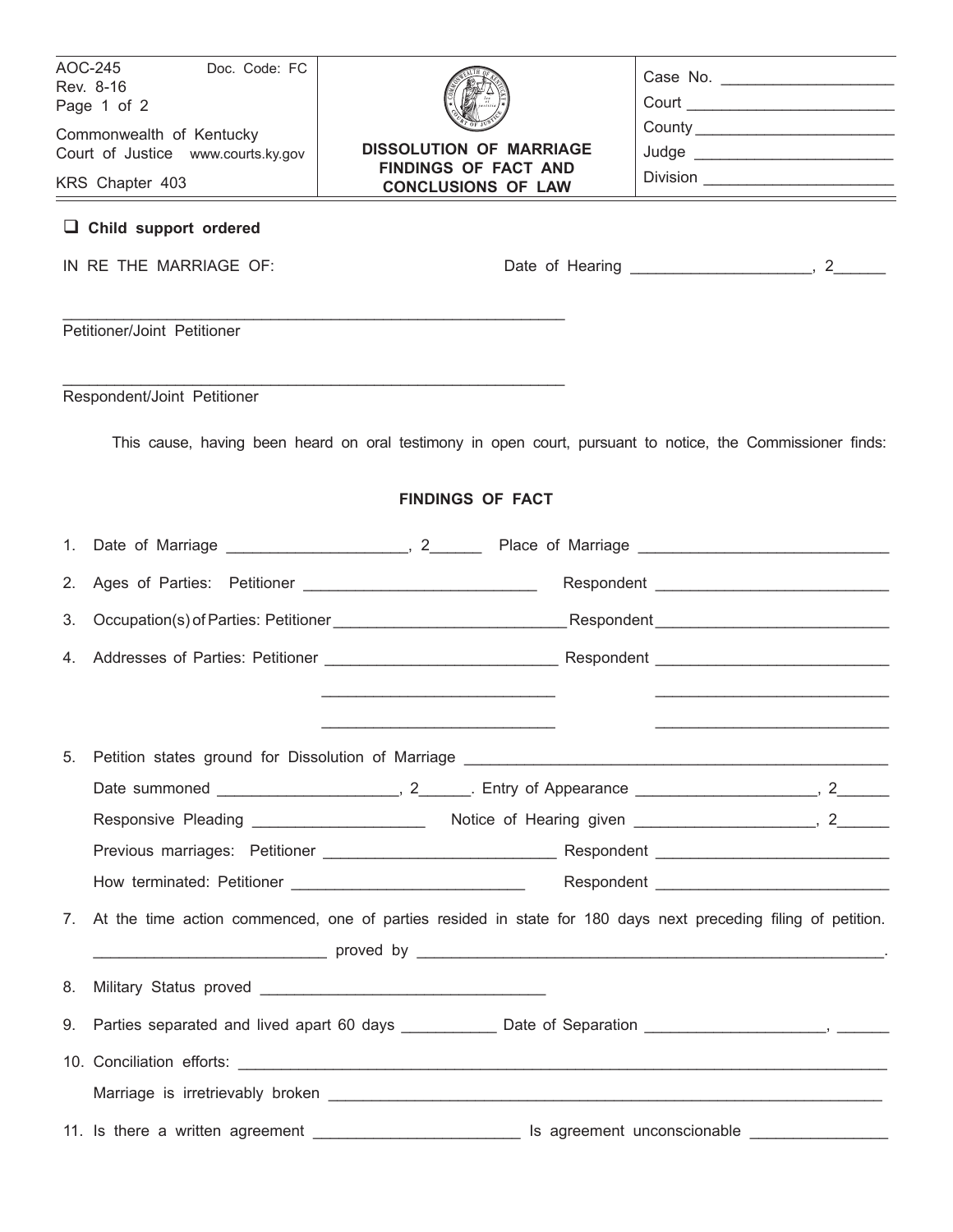AOC-245 Doc. Code: FC
Rev. 8-16

Commonwealth of Kentucky
Court of Justice www.courts.ky.gov

KRS Chapter 403

**DISSOLUTION OF MARRIAGE FINDINGS OF FACT AND CONCLUSIONS OF LAW**

Case No. ____________________
Court ________________________
County _______________________
Judge ________________________
Division ______________________

☐ **Child support ordered**

IN RE THE MARRIAGE OF: Date of Hearing ____________________, 2______

____________________________________________________________
Petitioner/Joint Petitioner

____________________________________________________________
Respondent/Joint Petitioner

This cause, having been heard on oral testimony in open court, pursuant to notice, the Commissioner finds:

## FINDINGS OF FACT

1. Date of Marriage ____________________, 2______ Place of Marriage ______________________________
2. Ages of Parties: Petitioner ___________________________ Respondent ___________________________
3. Occupation(s) of Parties: Petitioner ___________________________ Respondent ___________________________
4. Addresses of Parties: Petitioner ___________________________ Respondent ___________________________
   ___________________________ ___________________________
   ___________________________ ___________________________
5. Petition states ground for Dissolution of Marriage __________________________________________________

   Date summoned ____________________, 2______. Entry of Appearance ____________________, 2______

   Responsive Pleading ___________________ Notice of Hearing given ____________________, 2______

   Previous marriages: Petitioner ___________________________ Respondent ___________________________

   How terminated: Petitioner ___________________________ Respondent ___________________________
7. At the time action commenced, one of parties resided in state for 180 days next preceding filing of petition.

   ___________________________ proved by _________________________________________________________.
8. Military Status proved ___________________________________
9. Parties separated and lived apart 60 days ___________ Date of Separation ____________________, ______
10. Conciliation efforts: ___________________________________________________________________________

    Marriage is irretrievably broken _________________________________________________________________
11. Is there a written agreement ________________________ Is agreement unconscionable _______________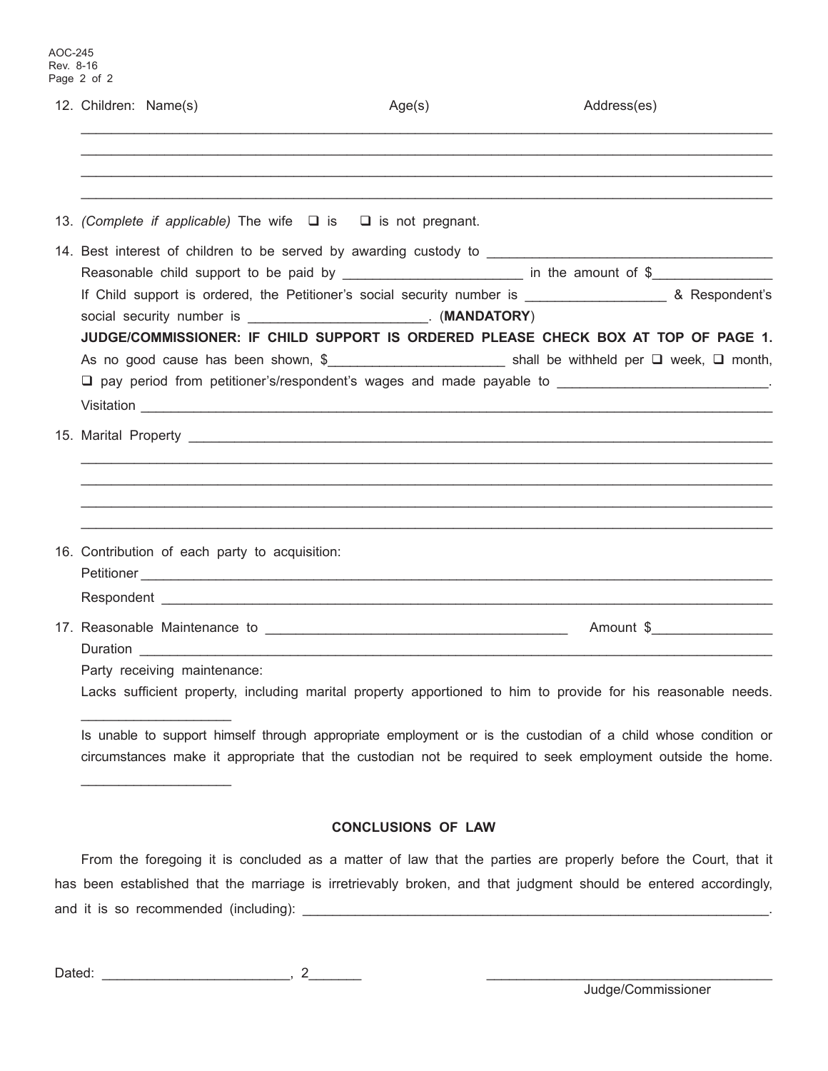AOC-245
Rev. 8-16

12. Children: Name(s) Age(s) Address(es)

_______________________________________________________________________________________________

_______________________________________________________________________________________________

_______________________________________________________________________________________________

_______________________________________________________________________________________________

13. *(Complete if applicable)* The wife ❑ is ❑ is not pregnant.

14. Best interest of children to be served by awarding custody to ___________________________________

Reasonable child support to be paid by ______________________ in the amount of $_______________

If Child support is ordered, the Petitioner's social security number is __________________ & Respondent's social security number is ______________________. (**MANDATORY**)

**JUDGE/COMMISSIONER: IF CHILD SUPPORT IS ORDERED PLEASE CHECK BOX AT TOP OF PAGE 1.**

As no good cause has been shown, $______________________ shall be withheld per ❑ week, ❑ month, ❑ pay period from petitioner's/respondent's wages and made payable to ___________________________.

Visitation _____________________________________________________________________________

15. Marital Property ________________________________________________________________________

_______________________________________________________________________________________________

_______________________________________________________________________________________________

_______________________________________________________________________________________________

_______________________________________________________________________________________________

16. Contribution of each party to acquisition:

Petitioner ______________________________________________________________________________

Respondent _____________________________________________________________________________

17. Reasonable Maintenance to ________________________________________ Amount $_______________

Duration _______________________________________________________________________________

Party receiving maintenance:

Lacks sufficient property, including marital property apportioned to him to provide for his reasonable needs. ___________________

Is unable to support himself through appropriate employment or is the custodian of a child whose condition or circumstances make it appropriate that the custodian not be required to seek employment outside the home. ___________________

## CONCLUSIONS OF LAW

From the foregoing it is concluded as a matter of law that the parties are properly before the Court, that it has been established that the marriage is irretrievably broken, and that judgment should be entered accordingly, and it is so recommended (including): _______________________________________________________________.

Dated: ________________________, 2_______

_______________________________________
Judge/Commissioner